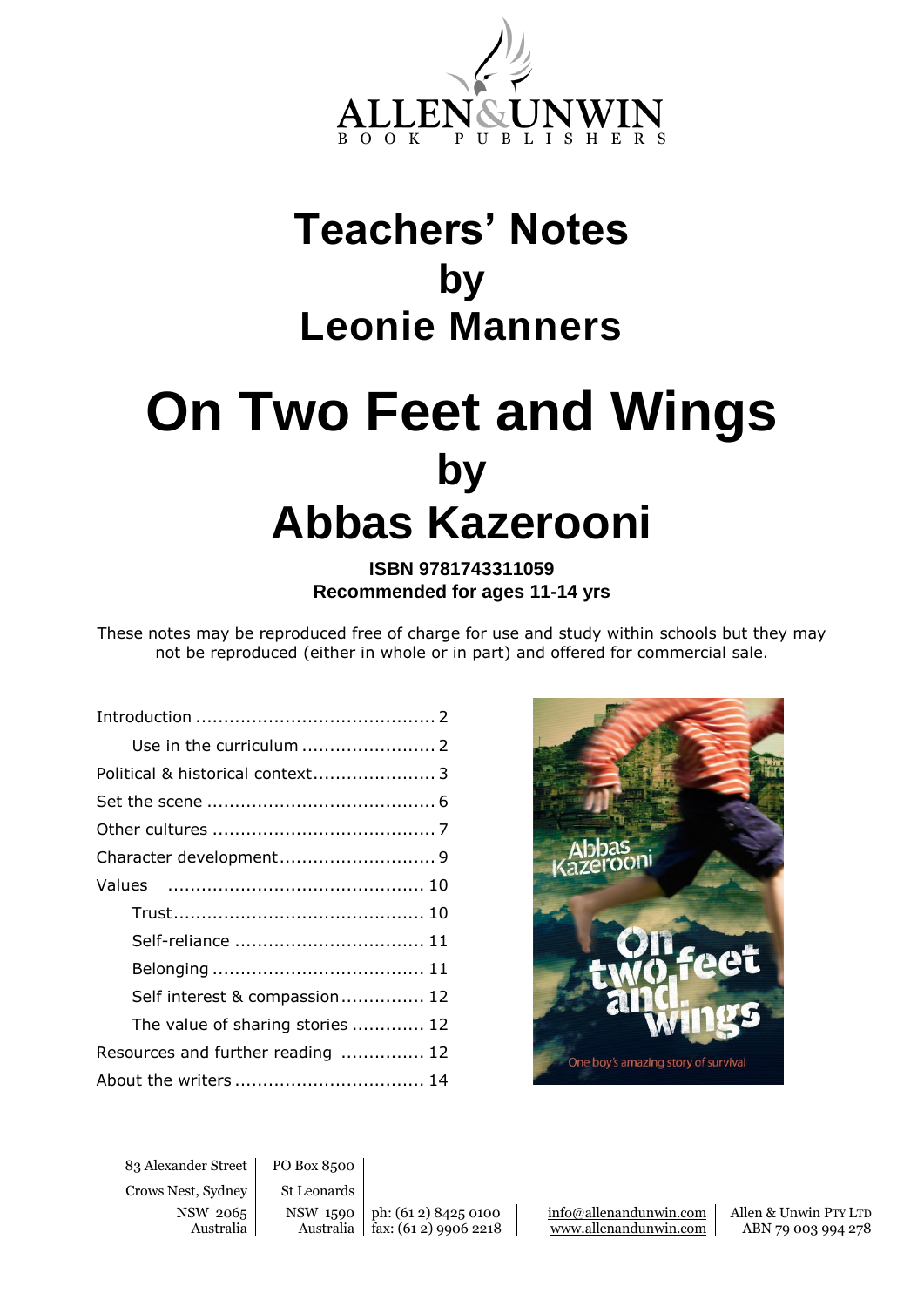ALLEN & UNWIN
BOOK PUBLISHERS

# Teachers' Notes by Leonie Manners

# On Two Feet and Wings by Abbas Kazerooni

**ISBN 9781743311059**
**Recommended for ages 11-14 yrs**

These notes may be reproduced free of charge for use and study within schools but they may not be reproduced (either in whole or in part) and offered for commercial sale.

- Introduction ........................................... 2
  - Use in the curriculum ........................ 2
- Political & historical context...................... 3
- Set the scene .......................................... 6
- Other cultures ........................................ 7
- Character development............................ 9
- Values ............................................. 10
  - Trust............................................. 10
  - Self-reliance .................................. 11
  - Belonging ...................................... 11
  - Self interest & compassion............... 12
  - The value of sharing stories ............. 12
- Resources and further reading ............... 12
- About the writers .................................. 14

83 Alexander Street
Crows Nest, Sydney
NSW 2065
Australia

PO Box 8500
St Leonards
NSW 1590
Australia

ph: (61 2) 8425 0100
fax: (61 2) 9906 2218

info@allenandunwin.com
www.allenandunwin.com

Allen & Unwin PTY LTD
ABN 79 003 994 278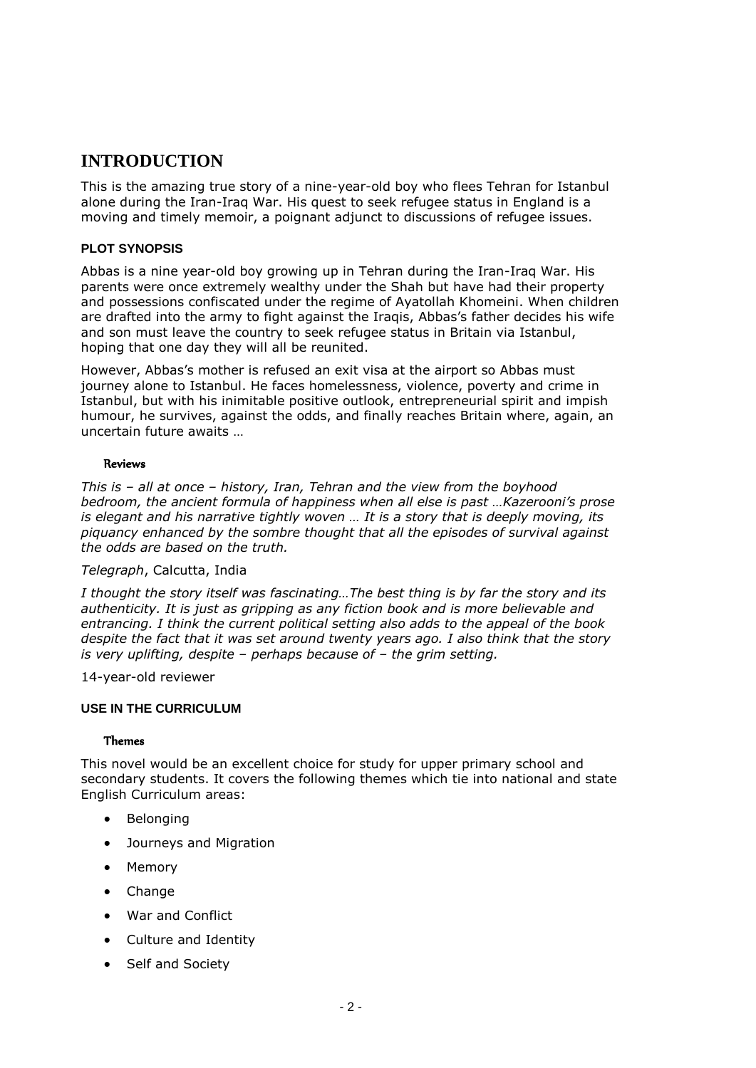# INTRODUCTION

This is the amazing true story of a nine-year-old boy who flees Tehran for Istanbul alone during the Iran-Iraq War. His quest to seek refugee status in England is a moving and timely memoir, a poignant adjunct to discussions of refugee issues.

## PLOT SYNOPSIS

Abbas is a nine year-old boy growing up in Tehran during the Iran-Iraq War. His parents were once extremely wealthy under the Shah but have had their property and possessions confiscated under the regime of Ayatollah Khomeini. When children are drafted into the army to fight against the Iraqis, Abbas's father decides his wife and son must leave the country to seek refugee status in Britain via Istanbul, hoping that one day they will all be reunited.

However, Abbas's mother is refused an exit visa at the airport so Abbas must journey alone to Istanbul. He faces homelessness, violence, poverty and crime in Istanbul, but with his inimitable positive outlook, entrepreneurial spirit and impish humour, he survives, against the odds, and finally reaches Britain where, again, an uncertain future awaits …

### Reviews

*This is – all at once – history, Iran, Tehran and the view from the boyhood bedroom, the ancient formula of happiness when all else is past …Kazerooni's prose is elegant and his narrative tightly woven … It is a story that is deeply moving, its piquancy enhanced by the sombre thought that all the episodes of survival against the odds are based on the truth.*

*Telegraph*, Calcutta, India

*I thought the story itself was fascinating…The best thing is by far the story and its authenticity. It is just as gripping as any fiction book and is more believable and entrancing. I think the current political setting also adds to the appeal of the book despite the fact that it was set around twenty years ago. I also think that the story is very uplifting, despite – perhaps because of – the grim setting.*

14-year-old reviewer

## USE IN THE CURRICULUM

### Themes

This novel would be an excellent choice for study for upper primary school and secondary students. It covers the following themes which tie into national and state English Curriculum areas:

- Belonging
- Journeys and Migration
- Memory
- Change
- War and Conflict
- Culture and Identity
- Self and Society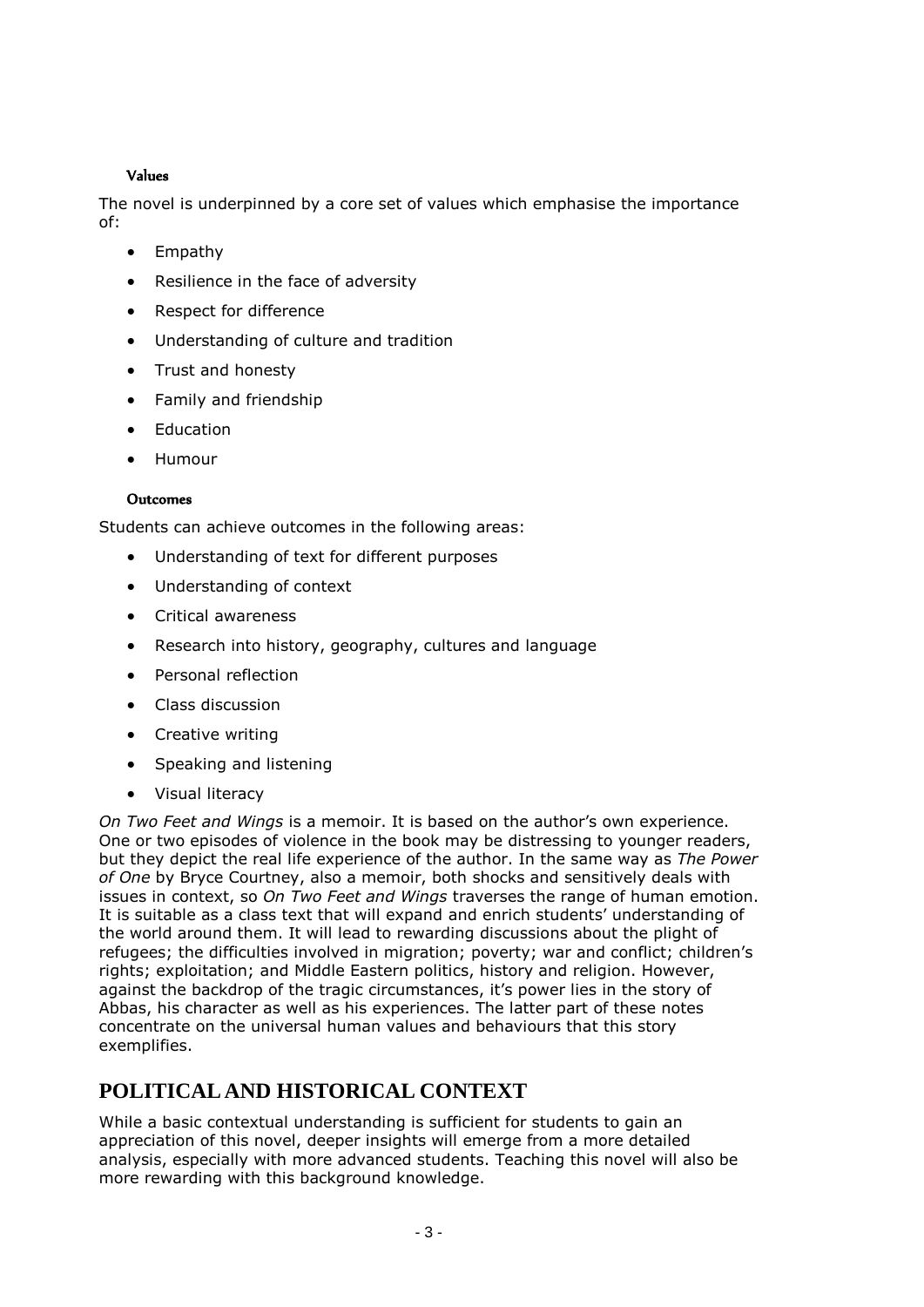#### Values

The novel is underpinned by a core set of values which emphasise the importance of:

- Empathy
- Resilience in the face of adversity
- Respect for difference
- Understanding of culture and tradition
- Trust and honesty
- Family and friendship
- Education
- Humour

#### Outcomes

Students can achieve outcomes in the following areas:

- Understanding of text for different purposes
- Understanding of context
- Critical awareness
- Research into history, geography, cultures and language
- Personal reflection
- Class discussion
- Creative writing
- Speaking and listening
- Visual literacy

*On Two Feet and Wings* is a memoir. It is based on the author's own experience. One or two episodes of violence in the book may be distressing to younger readers, but they depict the real life experience of the author. In the same way as *The Power of One* by Bryce Courtney, also a memoir, both shocks and sensitively deals with issues in context, so *On Two Feet and Wings* traverses the range of human emotion. It is suitable as a class text that will expand and enrich students' understanding of the world around them. It will lead to rewarding discussions about the plight of refugees; the difficulties involved in migration; poverty; war and conflict; children's rights; exploitation; and Middle Eastern politics, history and religion. However, against the backdrop of the tragic circumstances, it's power lies in the story of Abbas, his character as well as his experiences. The latter part of these notes concentrate on the universal human values and behaviours that this story exemplifies.

## POLITICAL AND HISTORICAL CONTEXT

While a basic contextual understanding is sufficient for students to gain an appreciation of this novel, deeper insights will emerge from a more detailed analysis, especially with more advanced students. Teaching this novel will also be more rewarding with this background knowledge.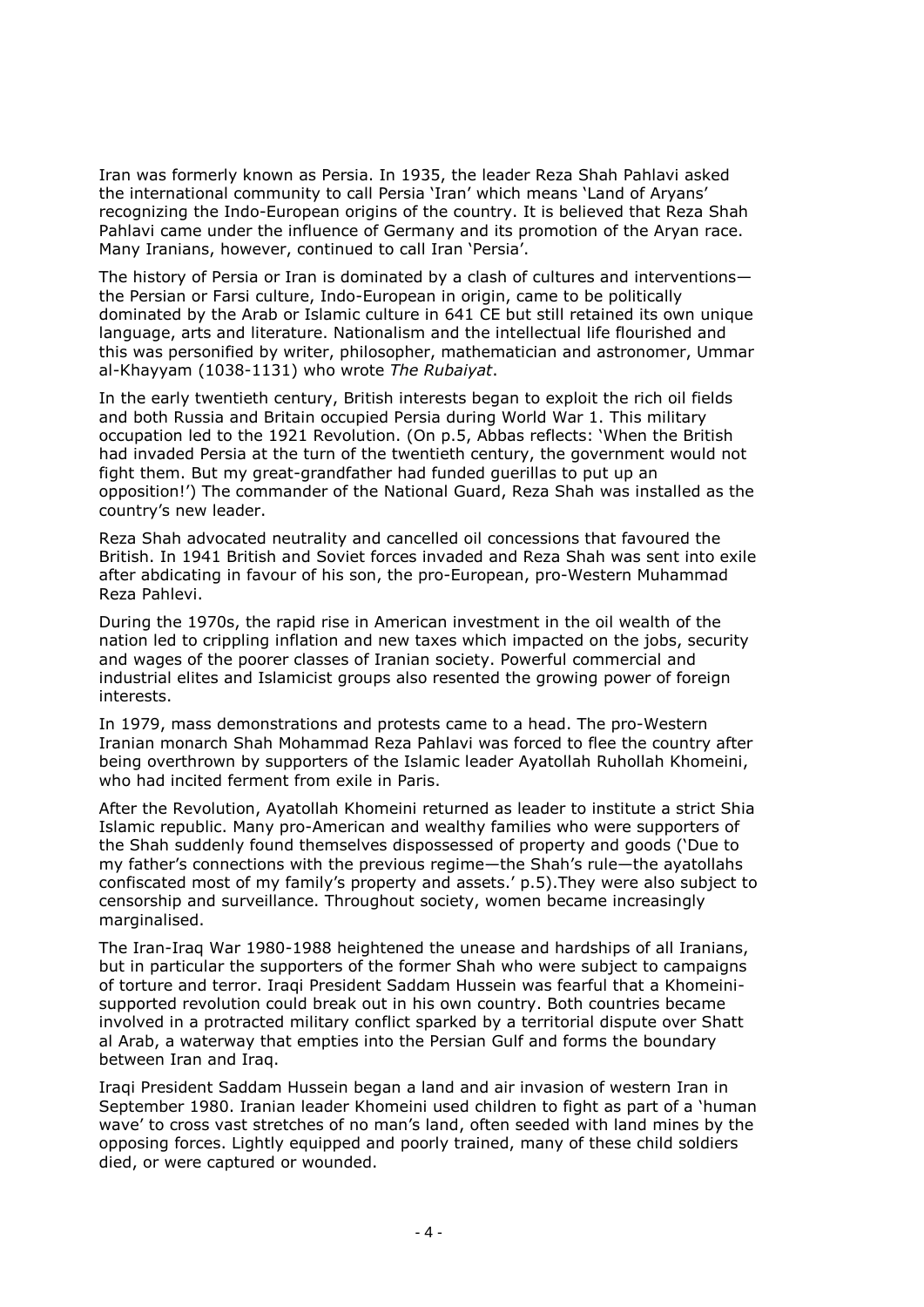Iran was formerly known as Persia. In 1935, the leader Reza Shah Pahlavi asked the international community to call Persia 'Iran' which means 'Land of Aryans' recognizing the Indo-European origins of the country. It is believed that Reza Shah Pahlavi came under the influence of Germany and its promotion of the Aryan race. Many Iranians, however, continued to call Iran 'Persia'.

The history of Persia or Iran is dominated by a clash of cultures and interventions—the Persian or Farsi culture, Indo-European in origin, came to be politically dominated by the Arab or Islamic culture in 641 CE but still retained its own unique language, arts and literature. Nationalism and the intellectual life flourished and this was personified by writer, philosopher, mathematician and astronomer, Ummar al-Khayyam (1038-1131) who wrote *The Rubaiyat*.

In the early twentieth century, British interests began to exploit the rich oil fields and both Russia and Britain occupied Persia during World War 1. This military occupation led to the 1921 Revolution. (On p.5, Abbas reflects: 'When the British had invaded Persia at the turn of the twentieth century, the government would not fight them. But my great-grandfather had funded guerillas to put up an opposition!') The commander of the National Guard, Reza Shah was installed as the country's new leader.

Reza Shah advocated neutrality and cancelled oil concessions that favoured the British. In 1941 British and Soviet forces invaded and Reza Shah was sent into exile after abdicating in favour of his son, the pro-European, pro-Western Muhammad Reza Pahlevi.

During the 1970s, the rapid rise in American investment in the oil wealth of the nation led to crippling inflation and new taxes which impacted on the jobs, security and wages of the poorer classes of Iranian society. Powerful commercial and industrial elites and Islamicist groups also resented the growing power of foreign interests.

In 1979, mass demonstrations and protests came to a head. The pro-Western Iranian monarch Shah Mohammad Reza Pahlavi was forced to flee the country after being overthrown by supporters of the Islamic leader Ayatollah Ruhollah Khomeini, who had incited ferment from exile in Paris.

After the Revolution, Ayatollah Khomeini returned as leader to institute a strict Shia Islamic republic. Many pro-American and wealthy families who were supporters of the Shah suddenly found themselves dispossessed of property and goods ('Due to my father's connections with the previous regime—the Shah's rule—the ayatollahs confiscated most of my family's property and assets.' p.5).They were also subject to censorship and surveillance. Throughout society, women became increasingly marginalised.

The Iran-Iraq War 1980-1988 heightened the unease and hardships of all Iranians, but in particular the supporters of the former Shah who were subject to campaigns of torture and terror. Iraqi President Saddam Hussein was fearful that a Khomeini-supported revolution could break out in his own country. Both countries became involved in a protracted military conflict sparked by a territorial dispute over Shatt al Arab, a waterway that empties into the Persian Gulf and forms the boundary between Iran and Iraq.

Iraqi President Saddam Hussein began a land and air invasion of western Iran in September 1980. Iranian leader Khomeini used children to fight as part of a 'human wave' to cross vast stretches of no man's land, often seeded with land mines by the opposing forces. Lightly equipped and poorly trained, many of these child soldiers died, or were captured or wounded.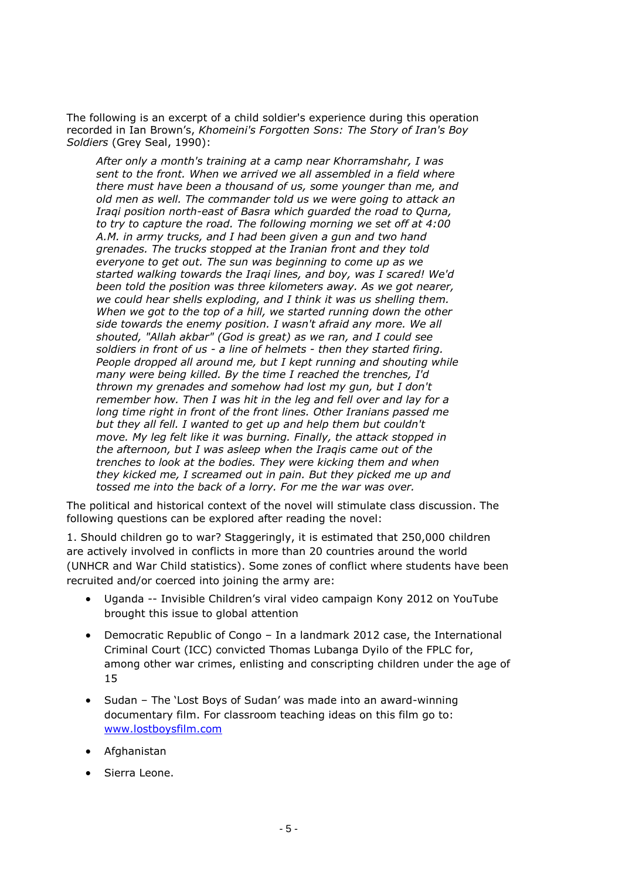The following is an excerpt of a child soldier's experience during this operation recorded in Ian Brown's, *Khomeini's Forgotten Sons: The Story of Iran's Boy Soldiers* (Grey Seal, 1990):

> *After only a month's training at a camp near Khorramshahr, I was sent to the front. When we arrived we all assembled in a field where there must have been a thousand of us, some younger than me, and old men as well. The commander told us we were going to attack an Iraqi position north-east of Basra which guarded the road to Qurna, to try to capture the road. The following morning we set off at 4:00 A.M. in army trucks, and I had been given a gun and two hand grenades. The trucks stopped at the Iranian front and they told everyone to get out. The sun was beginning to come up as we started walking towards the Iraqi lines, and boy, was I scared! We'd been told the position was three kilometers away. As we got nearer, we could hear shells exploding, and I think it was us shelling them. When we got to the top of a hill, we started running down the other side towards the enemy position. I wasn't afraid any more. We all shouted, "Allah akbar" (God is great) as we ran, and I could see soldiers in front of us - a line of helmets - then they started firing. People dropped all around me, but I kept running and shouting while many were being killed. By the time I reached the trenches, I'd thrown my grenades and somehow had lost my gun, but I don't remember how. Then I was hit in the leg and fell over and lay for a long time right in front of the front lines. Other Iranians passed me but they all fell. I wanted to get up and help them but couldn't move. My leg felt like it was burning. Finally, the attack stopped in the afternoon, but I was asleep when the Iraqis came out of the trenches to look at the bodies. They were kicking them and when they kicked me, I screamed out in pain. But they picked me up and tossed me into the back of a lorry. For me the war was over.*

The political and historical context of the novel will stimulate class discussion. The following questions can be explored after reading the novel:

1. Should children go to war? Staggeringly, it is estimated that 250,000 children are actively involved in conflicts in more than 20 countries around the world (UNHCR and War Child statistics). Some zones of conflict where students have been recruited and/or coerced into joining the army are:

- Uganda -- Invisible Children's viral video campaign Kony 2012 on YouTube brought this issue to global attention
- Democratic Republic of Congo – In a landmark 2012 case, the International Criminal Court (ICC) convicted Thomas Lubanga Dyilo of the FPLC for, among other war crimes, enlisting and conscripting children under the age of 15
- Sudan – The 'Lost Boys of Sudan' was made into an award-winning documentary film. For classroom teaching ideas on this film go to: [www.lostboysfilm.com](http://www.lostboysfilm.com)
- Afghanistan
- Sierra Leone.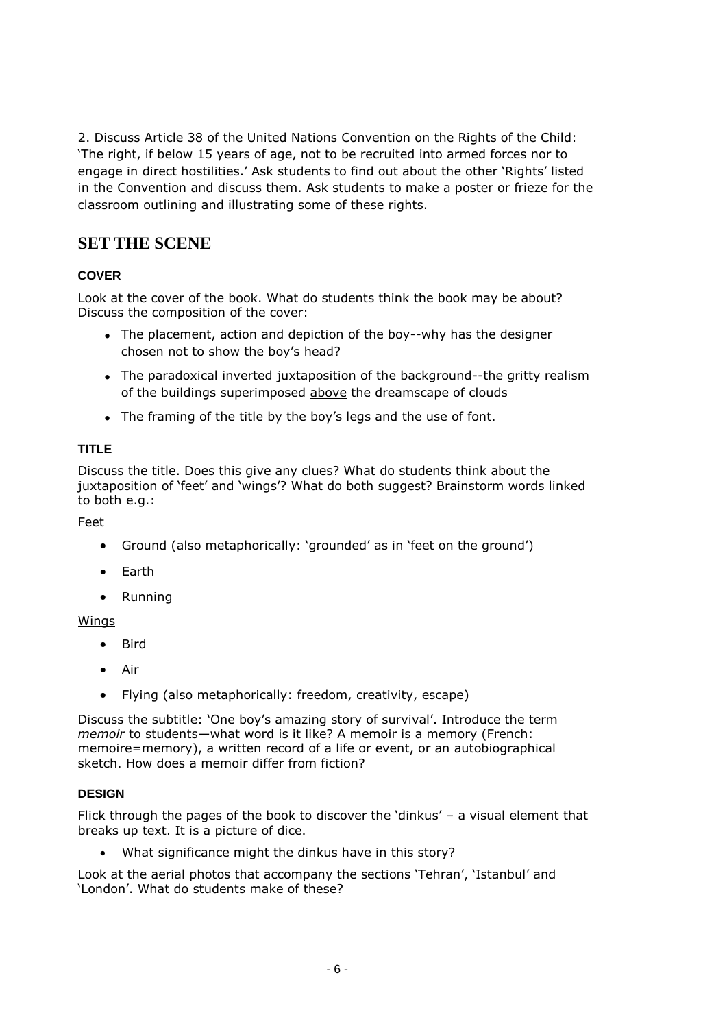2. Discuss Article 38 of the United Nations Convention on the Rights of the Child: 'The right, if below 15 years of age, not to be recruited into armed forces nor to engage in direct hostilities.' Ask students to find out about the other 'Rights' listed in the Convention and discuss them. Ask students to make a poster or frieze for the classroom outlining and illustrating some of these rights.

## SET THE SCENE

### COVER

Look at the cover of the book. What do students think the book may be about? Discuss the composition of the cover:

- The placement, action and depiction of the boy--why has the designer chosen not to show the boy's head?
- The paradoxical inverted juxtaposition of the background--the gritty realism of the buildings superimposed <u>above</u> the dreamscape of clouds
- The framing of the title by the boy's legs and the use of font.

### TITLE

Discuss the title. Does this give any clues? What do students think about the juxtaposition of 'feet' and 'wings'? What do both suggest? Brainstorm words linked to both e.g.:

<u>Feet</u>

- Ground (also metaphorically: 'grounded' as in 'feet on the ground')
- Earth
- Running

<u>Wings</u>

- Bird
- Air
- Flying (also metaphorically: freedom, creativity, escape)

Discuss the subtitle: 'One boy's amazing story of survival'. Introduce the term *memoir* to students—what word is it like? A memoir is a memory (French: memoire=memory), a written record of a life or event, or an autobiographical sketch. How does a memoir differ from fiction?

### DESIGN

Flick through the pages of the book to discover the 'dinkus' – a visual element that breaks up text. It is a picture of dice.

- What significance might the dinkus have in this story?

Look at the aerial photos that accompany the sections 'Tehran', 'Istanbul' and 'London'. What do students make of these?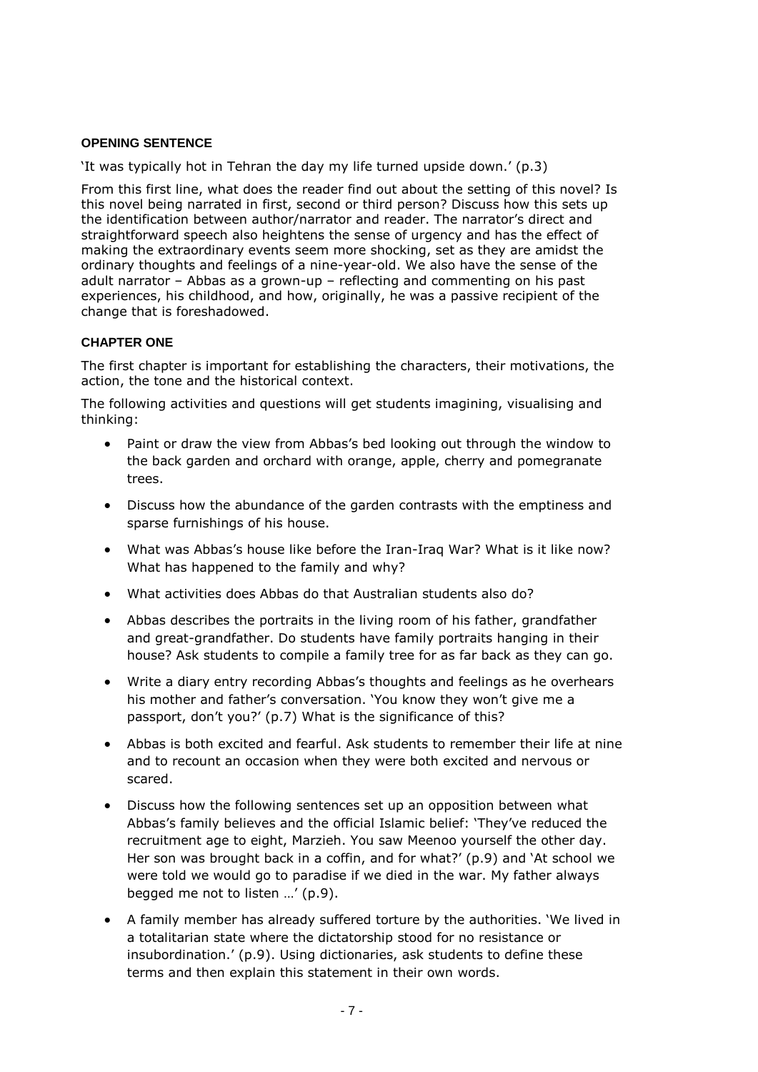## OPENING SENTENCE

'It was typically hot in Tehran the day my life turned upside down.' (p.3)

From this first line, what does the reader find out about the setting of this novel? Is this novel being narrated in first, second or third person? Discuss how this sets up the identification between author/narrator and reader. The narrator's direct and straightforward speech also heightens the sense of urgency and has the effect of making the extraordinary events seem more shocking, set as they are amidst the ordinary thoughts and feelings of a nine-year-old. We also have the sense of the adult narrator – Abbas as a grown-up – reflecting and commenting on his past experiences, his childhood, and how, originally, he was a passive recipient of the change that is foreshadowed.

## CHAPTER ONE

The first chapter is important for establishing the characters, their motivations, the action, the tone and the historical context.

The following activities and questions will get students imagining, visualising and thinking:

- Paint or draw the view from Abbas's bed looking out through the window to the back garden and orchard with orange, apple, cherry and pomegranate trees.
- Discuss how the abundance of the garden contrasts with the emptiness and sparse furnishings of his house.
- What was Abbas's house like before the Iran-Iraq War? What is it like now? What has happened to the family and why?
- What activities does Abbas do that Australian students also do?
- Abbas describes the portraits in the living room of his father, grandfather and great-grandfather. Do students have family portraits hanging in their house? Ask students to compile a family tree for as far back as they can go.
- Write a diary entry recording Abbas's thoughts and feelings as he overhears his mother and father's conversation. 'You know they won't give me a passport, don't you?' (p.7) What is the significance of this?
- Abbas is both excited and fearful. Ask students to remember their life at nine and to recount an occasion when they were both excited and nervous or scared.
- Discuss how the following sentences set up an opposition between what Abbas's family believes and the official Islamic belief: 'They've reduced the recruitment age to eight, Marzieh. You saw Meenoo yourself the other day. Her son was brought back in a coffin, and for what?' (p.9) and 'At school we were told we would go to paradise if we died in the war. My father always begged me not to listen …' (p.9).
- A family member has already suffered torture by the authorities. 'We lived in a totalitarian state where the dictatorship stood for no resistance or insubordination.' (p.9). Using dictionaries, ask students to define these terms and then explain this statement in their own words.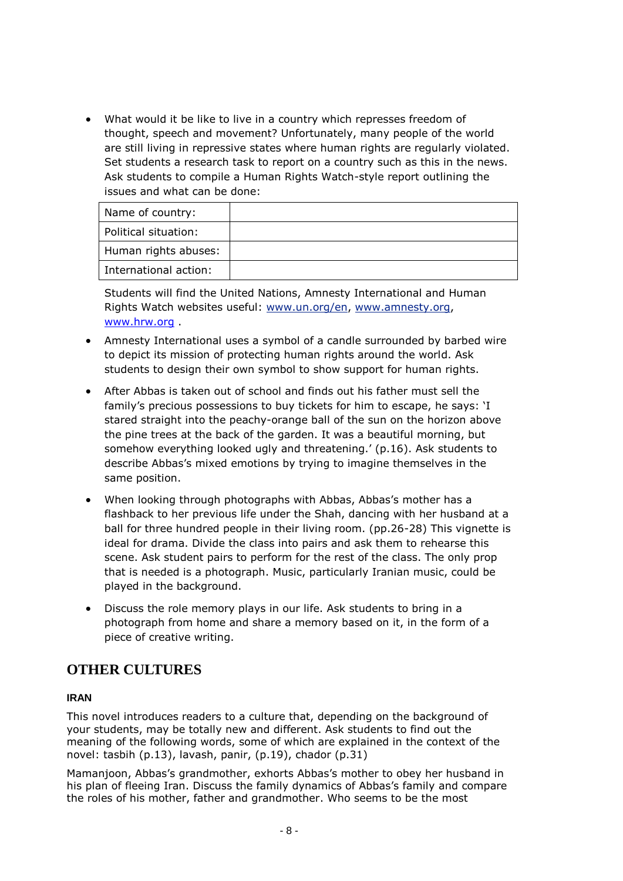- What would it be like to live in a country which represses freedom of thought, speech and movement? Unfortunately, many people of the world are still living in repressive states where human rights are regularly violated. Set students a research task to report on a country such as this in the news. Ask students to compile a Human Rights Watch-style report outlining the issues and what can be done:

| Name of country: | |
|---|---|
| Political situation: | |
| Human rights abuses: | |
| International action: | |

  Students will find the United Nations, Amnesty International and Human Rights Watch websites useful: www.un.org/en, www.amnesty.org, www.hrw.org .

- Amnesty International uses a symbol of a candle surrounded by barbed wire to depict its mission of protecting human rights around the world. Ask students to design their own symbol to show support for human rights.

- After Abbas is taken out of school and finds out his father must sell the family's precious possessions to buy tickets for him to escape, he says: 'I stared straight into the peachy-orange ball of the sun on the horizon above the pine trees at the back of the garden. It was a beautiful morning, but somehow everything looked ugly and threatening.' (p.16). Ask students to describe Abbas's mixed emotions by trying to imagine themselves in the same position.

- When looking through photographs with Abbas, Abbas's mother has a flashback to her previous life under the Shah, dancing with her husband at a ball for three hundred people in their living room. (pp.26-28) This vignette is ideal for drama. Divide the class into pairs and ask them to rehearse this scene. Ask student pairs to perform for the rest of the class. The only prop that is needed is a photograph. Music, particularly Iranian music, could be played in the background.

- Discuss the role memory plays in our life. Ask students to bring in a photograph from home and share a memory based on it, in the form of a piece of creative writing.

## OTHER CULTURES

### IRAN

This novel introduces readers to a culture that, depending on the background of your students, may be totally new and different. Ask students to find out the meaning of the following words, some of which are explained in the context of the novel: tasbih (p.13), lavash, panir, (p.19), chador (p.31)

Mamanjoon, Abbas's grandmother, exhorts Abbas's mother to obey her husband in his plan of fleeing Iran. Discuss the family dynamics of Abbas's family and compare the roles of his mother, father and grandmother. Who seems to be the most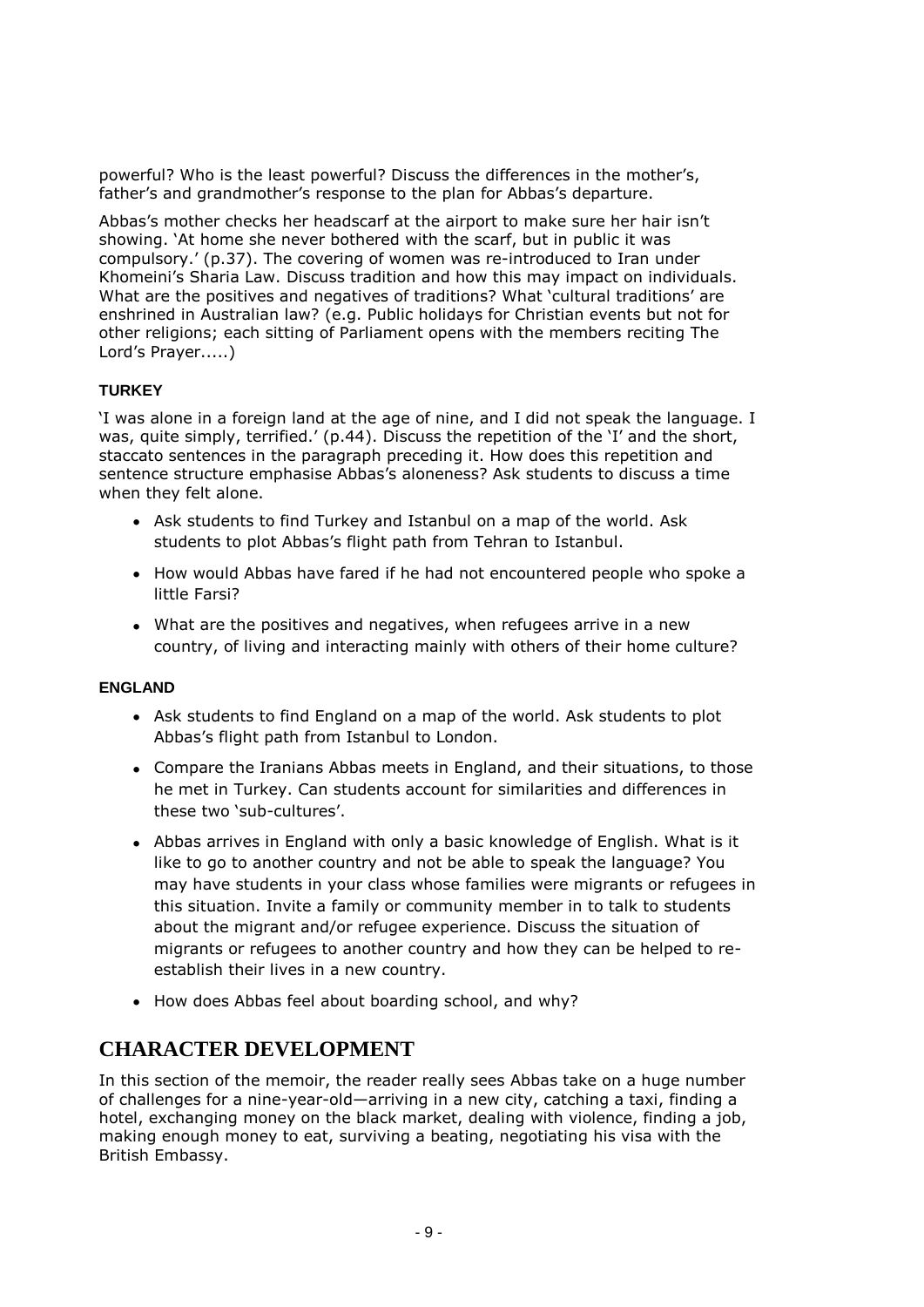powerful? Who is the least powerful? Discuss the differences in the mother's, father's and grandmother's response to the plan for Abbas's departure.

Abbas's mother checks her headscarf at the airport to make sure her hair isn't showing. 'At home she never bothered with the scarf, but in public it was compulsory.' (p.37). The covering of women was re-introduced to Iran under Khomeini's Sharia Law. Discuss tradition and how this may impact on individuals. What are the positives and negatives of traditions? What 'cultural traditions' are enshrined in Australian law? (e.g. Public holidays for Christian events but not for other religions; each sitting of Parliament opens with the members reciting The Lord's Prayer.....)

#### TURKEY

'I was alone in a foreign land at the age of nine, and I did not speak the language. I was, quite simply, terrified.' (p.44). Discuss the repetition of the 'I' and the short, staccato sentences in the paragraph preceding it. How does this repetition and sentence structure emphasise Abbas's aloneness? Ask students to discuss a time when they felt alone.

- Ask students to find Turkey and Istanbul on a map of the world. Ask students to plot Abbas's flight path from Tehran to Istanbul.
- How would Abbas have fared if he had not encountered people who spoke a little Farsi?
- What are the positives and negatives, when refugees arrive in a new country, of living and interacting mainly with others of their home culture?

#### ENGLAND

- Ask students to find England on a map of the world. Ask students to plot Abbas's flight path from Istanbul to London.
- Compare the Iranians Abbas meets in England, and their situations, to those he met in Turkey. Can students account for similarities and differences in these two 'sub-cultures'.
- Abbas arrives in England with only a basic knowledge of English. What is it like to go to another country and not be able to speak the language? You may have students in your class whose families were migrants or refugees in this situation. Invite a family or community member in to talk to students about the migrant and/or refugee experience. Discuss the situation of migrants or refugees to another country and how they can be helped to re-establish their lives in a new country.
- How does Abbas feel about boarding school, and why?

## CHARACTER DEVELOPMENT

In this section of the memoir, the reader really sees Abbas take on a huge number of challenges for a nine-year-old—arriving in a new city, catching a taxi, finding a hotel, exchanging money on the black market, dealing with violence, finding a job, making enough money to eat, surviving a beating, negotiating his visa with the British Embassy.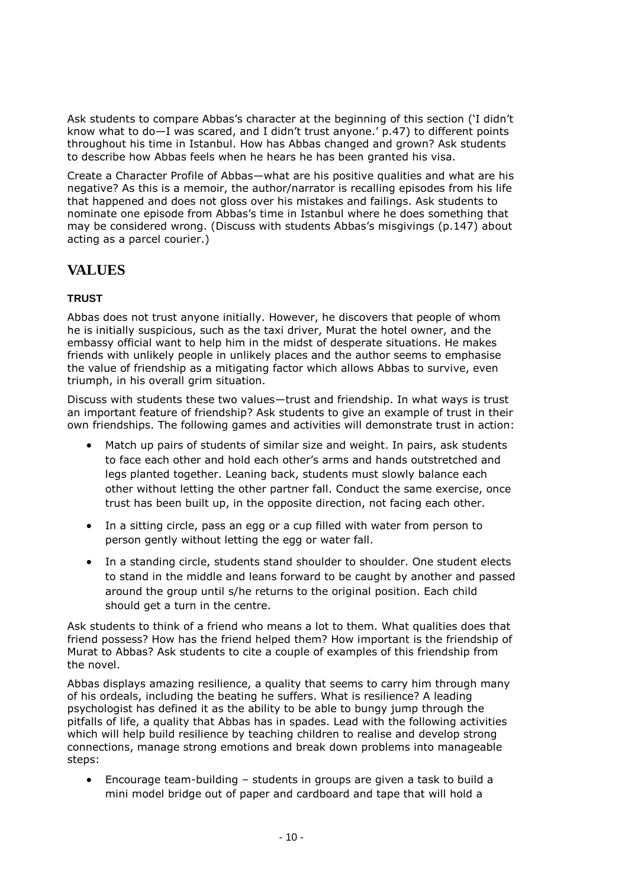Ask students to compare Abbas's character at the beginning of this section ('I didn't know what to do—I was scared, and I didn't trust anyone.' p.47) to different points throughout his time in Istanbul. How has Abbas changed and grown? Ask students to describe how Abbas feels when he hears he has been granted his visa.

Create a Character Profile of Abbas—what are his positive qualities and what are his negative? As this is a memoir, the author/narrator is recalling episodes from his life that happened and does not gloss over his mistakes and failings. Ask students to nominate one episode from Abbas's time in Istanbul where he does something that may be considered wrong. (Discuss with students Abbas's misgivings (p.147) about acting as a parcel courier.)

## VALUES

### TRUST

Abbas does not trust anyone initially. However, he discovers that people of whom he is initially suspicious, such as the taxi driver, Murat the hotel owner, and the embassy official want to help him in the midst of desperate situations. He makes friends with unlikely people in unlikely places and the author seems to emphasise the value of friendship as a mitigating factor which allows Abbas to survive, even triumph, in his overall grim situation.

Discuss with students these two values—trust and friendship. In what ways is trust an important feature of friendship? Ask students to give an example of trust in their own friendships. The following games and activities will demonstrate trust in action:

- Match up pairs of students of similar size and weight. In pairs, ask students to face each other and hold each other's arms and hands outstretched and legs planted together. Leaning back, students must slowly balance each other without letting the other partner fall. Conduct the same exercise, once trust has been built up, in the opposite direction, not facing each other.
- In a sitting circle, pass an egg or a cup filled with water from person to person gently without letting the egg or water fall.
- In a standing circle, students stand shoulder to shoulder. One student elects to stand in the middle and leans forward to be caught by another and passed around the group until s/he returns to the original position. Each child should get a turn in the centre.

Ask students to think of a friend who means a lot to them. What qualities does that friend possess? How has the friend helped them? How important is the friendship of Murat to Abbas? Ask students to cite a couple of examples of this friendship from the novel.

Abbas displays amazing resilience, a quality that seems to carry him through many of his ordeals, including the beating he suffers. What is resilience? A leading psychologist has defined it as the ability to be able to bungy jump through the pitfalls of life, a quality that Abbas has in spades. Lead with the following activities which will help build resilience by teaching children to realise and develop strong connections, manage strong emotions and break down problems into manageable steps:

- Encourage team-building – students in groups are given a task to build a mini model bridge out of paper and cardboard and tape that will hold a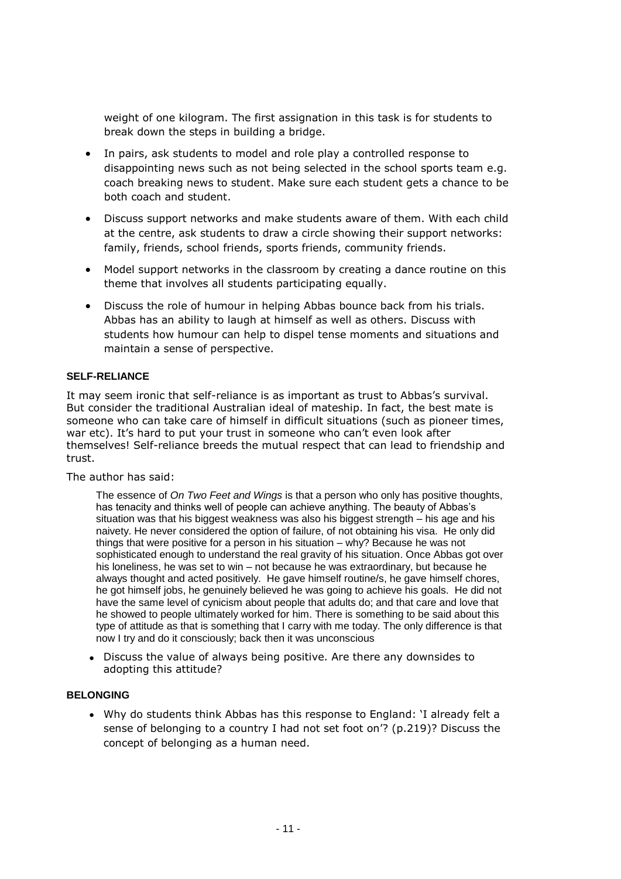weight of one kilogram. The first assignation in this task is for students to break down the steps in building a bridge.

- In pairs, ask students to model and role play a controlled response to disappointing news such as not being selected in the school sports team e.g. coach breaking news to student. Make sure each student gets a chance to be both coach and student.
- Discuss support networks and make students aware of them. With each child at the centre, ask students to draw a circle showing their support networks: family, friends, school friends, sports friends, community friends.
- Model support networks in the classroom by creating a dance routine on this theme that involves all students participating equally.
- Discuss the role of humour in helping Abbas bounce back from his trials. Abbas has an ability to laugh at himself as well as others. Discuss with students how humour can help to dispel tense moments and situations and maintain a sense of perspective.

#### SELF-RELIANCE

It may seem ironic that self-reliance is as important as trust to Abbas's survival. But consider the traditional Australian ideal of mateship. In fact, the best mate is someone who can take care of himself in difficult situations (such as pioneer times, war etc). It's hard to put your trust in someone who can't even look after themselves! Self-reliance breeds the mutual respect that can lead to friendship and trust.

The author has said:

> The essence of *On Two Feet and Wings* is that a person who only has positive thoughts, has tenacity and thinks well of people can achieve anything. The beauty of Abbas's situation was that his biggest weakness was also his biggest strength – his age and his naivety. He never considered the option of failure, of not obtaining his visa. He only did things that were positive for a person in his situation – why? Because he was not sophisticated enough to understand the real gravity of his situation. Once Abbas got over his loneliness, he was set to win – not because he was extraordinary, but because he always thought and acted positively. He gave himself routine/s, he gave himself chores, he got himself jobs, he genuinely believed he was going to achieve his goals. He did not have the same level of cynicism about people that adults do; and that care and love that he showed to people ultimately worked for him. There is something to be said about this type of attitude as that is something that I carry with me today. The only difference is that now I try and do it consciously; back then it was unconscious

- Discuss the value of always being positive. Are there any downsides to adopting this attitude?

#### BELONGING

- Why do students think Abbas has this response to England: 'I already felt a sense of belonging to a country I had not set foot on'? (p.219)? Discuss the concept of belonging as a human need.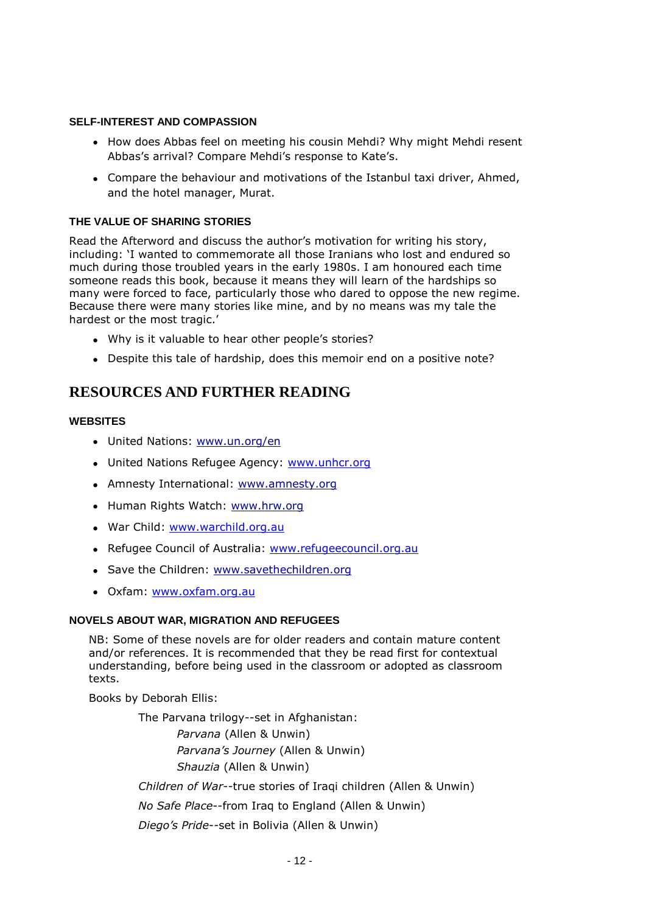#### SELF-INTEREST AND COMPASSION

- How does Abbas feel on meeting his cousin Mehdi? Why might Mehdi resent Abbas's arrival? Compare Mehdi's response to Kate's.
- Compare the behaviour and motivations of the Istanbul taxi driver, Ahmed, and the hotel manager, Murat.

#### THE VALUE OF SHARING STORIES

Read the Afterword and discuss the author's motivation for writing his story, including: 'I wanted to commemorate all those Iranians who lost and endured so much during those troubled years in the early 1980s. I am honoured each time someone reads this book, because it means they will learn of the hardships so many were forced to face, particularly those who dared to oppose the new regime. Because there were many stories like mine, and by no means was my tale the hardest or the most tragic.'

- Why is it valuable to hear other people's stories?
- Despite this tale of hardship, does this memoir end on a positive note?

## RESOURCES AND FURTHER READING

#### WEBSITES

- United Nations: www.un.org/en
- United Nations Refugee Agency: www.unhcr.org
- Amnesty International: www.amnesty.org
- Human Rights Watch: www.hrw.org
- War Child: www.warchild.org.au
- Refugee Council of Australia: www.refugeecouncil.org.au
- Save the Children: www.savethechildren.org
- Oxfam: www.oxfam.org.au

#### NOVELS ABOUT WAR, MIGRATION AND REFUGEES

NB: Some of these novels are for older readers and contain mature content and/or references. It is recommended that they be read first for contextual understanding, before being used in the classroom or adopted as classroom texts.

Books by Deborah Ellis:

The Parvana trilogy--set in Afghanistan:

*Parvana* (Allen & Unwin)

*Parvana's Journey* (Allen & Unwin)

*Shauzia* (Allen & Unwin)

*Children of War*--true stories of Iraqi children (Allen & Unwin)

*No Safe Place*--from Iraq to England (Allen & Unwin)

*Diego's Pride*--set in Bolivia (Allen & Unwin)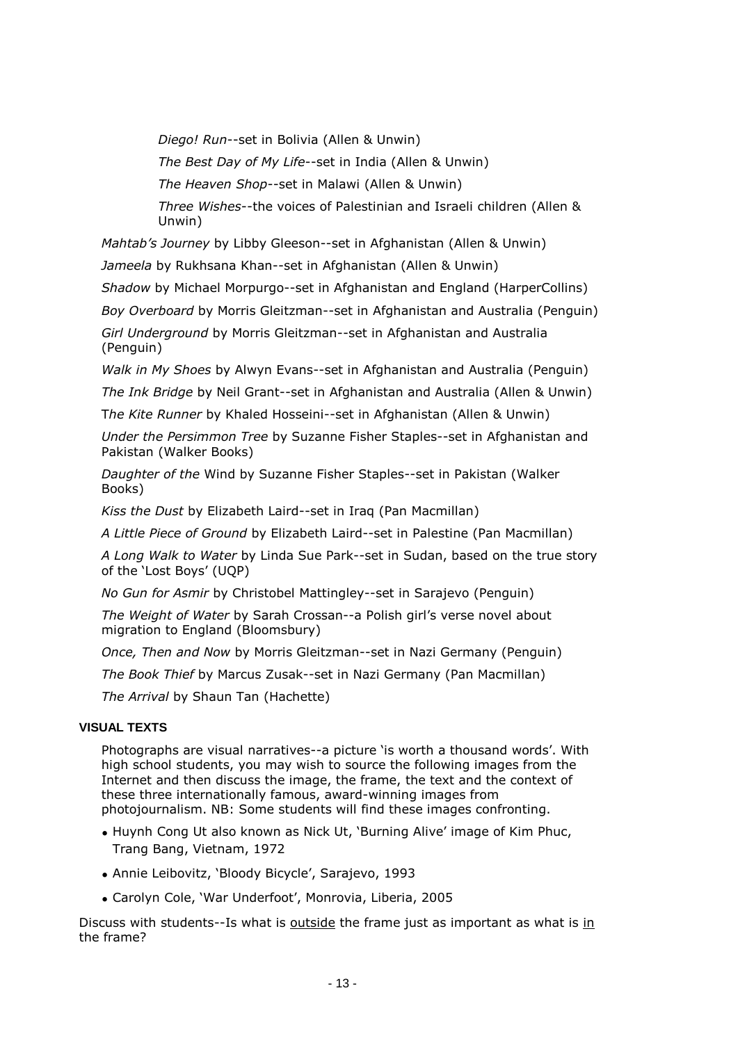*Diego! Run*--set in Bolivia (Allen & Unwin)

*The Best Day of My Life*--set in India (Allen & Unwin)

*The Heaven Shop*--set in Malawi (Allen & Unwin)

*Three Wishes*--the voices of Palestinian and Israeli children (Allen & Unwin)

*Mahtab's Journey* by Libby Gleeson--set in Afghanistan (Allen & Unwin)

*Jameela* by Rukhsana Khan--set in Afghanistan (Allen & Unwin)

*Shadow* by Michael Morpurgo--set in Afghanistan and England (HarperCollins)

*Boy Overboard* by Morris Gleitzman--set in Afghanistan and Australia (Penguin)

*Girl Underground* by Morris Gleitzman--set in Afghanistan and Australia (Penguin)

*Walk in My Shoes* by Alwyn Evans--set in Afghanistan and Australia (Penguin)

*The Ink Bridge* by Neil Grant--set in Afghanistan and Australia (Allen & Unwin)

T*he Kite Runner* by Khaled Hosseini--set in Afghanistan (Allen & Unwin)

*Under the Persimmon Tree* by Suzanne Fisher Staples--set in Afghanistan and Pakistan (Walker Books)

*Daughter of the* Wind by Suzanne Fisher Staples--set in Pakistan (Walker Books)

*Kiss the Dust* by Elizabeth Laird--set in Iraq (Pan Macmillan)

*A Little Piece of Ground* by Elizabeth Laird--set in Palestine (Pan Macmillan)

*A Long Walk to Water* by Linda Sue Park--set in Sudan, based on the true story of the 'Lost Boys' (UQP)

*No Gun for Asmir* by Christobel Mattingley--set in Sarajevo (Penguin)

*The Weight of Water* by Sarah Crossan--a Polish girl's verse novel about migration to England (Bloomsbury)

*Once, Then and Now* by Morris Gleitzman--set in Nazi Germany (Penguin)

*The Book Thief* by Marcus Zusak--set in Nazi Germany (Pan Macmillan)

*The Arrival* by Shaun Tan (Hachette)

### VISUAL TEXTS

Photographs are visual narratives--a picture 'is worth a thousand words'. With high school students, you may wish to source the following images from the Internet and then discuss the image, the frame, the text and the context of these three internationally famous, award-winning images from photojournalism. NB: Some students will find these images confronting.

- Huynh Cong Ut also known as Nick Ut, 'Burning Alive' image of Kim Phuc, Trang Bang, Vietnam, 1972
- Annie Leibovitz, 'Bloody Bicycle', Sarajevo, 1993
- Carolyn Cole, 'War Underfoot', Monrovia, Liberia, 2005

Discuss with students--Is what is <u>outside</u> the frame just as important as what is <u>in</u> the frame?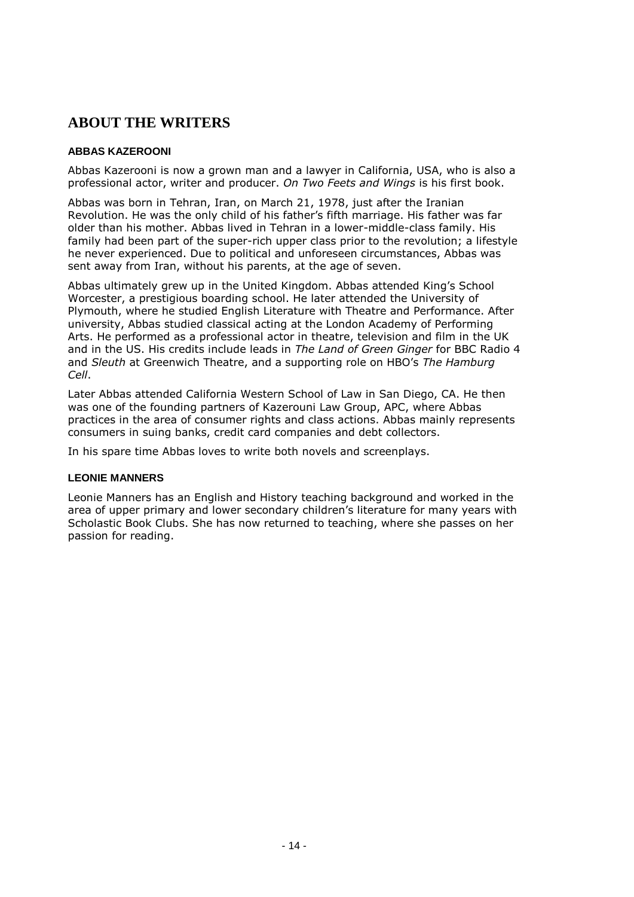# ABOUT THE WRITERS

### ABBAS KAZEROONI

Abbas Kazerooni is now a grown man and a lawyer in California, USA, who is also a professional actor, writer and producer. *On Two Feets and Wings* is his first book.

Abbas was born in Tehran, Iran, on March 21, 1978, just after the Iranian Revolution. He was the only child of his father's fifth marriage. His father was far older than his mother. Abbas lived in Tehran in a lower-middle-class family. His family had been part of the super-rich upper class prior to the revolution; a lifestyle he never experienced. Due to political and unforeseen circumstances, Abbas was sent away from Iran, without his parents, at the age of seven.

Abbas ultimately grew up in the United Kingdom. Abbas attended King's School Worcester, a prestigious boarding school. He later attended the University of Plymouth, where he studied English Literature with Theatre and Performance. After university, Abbas studied classical acting at the London Academy of Performing Arts. He performed as a professional actor in theatre, television and film in the UK and in the US. His credits include leads in *The Land of Green Ginger* for BBC Radio 4 and *Sleuth* at Greenwich Theatre, and a supporting role on HBO's *The Hamburg Cell*.

Later Abbas attended California Western School of Law in San Diego, CA. He then was one of the founding partners of Kazerouni Law Group, APC, where Abbas practices in the area of consumer rights and class actions. Abbas mainly represents consumers in suing banks, credit card companies and debt collectors.

In his spare time Abbas loves to write both novels and screenplays.

### LEONIE MANNERS

Leonie Manners has an English and History teaching background and worked in the area of upper primary and lower secondary children's literature for many years with Scholastic Book Clubs. She has now returned to teaching, where she passes on her passion for reading.